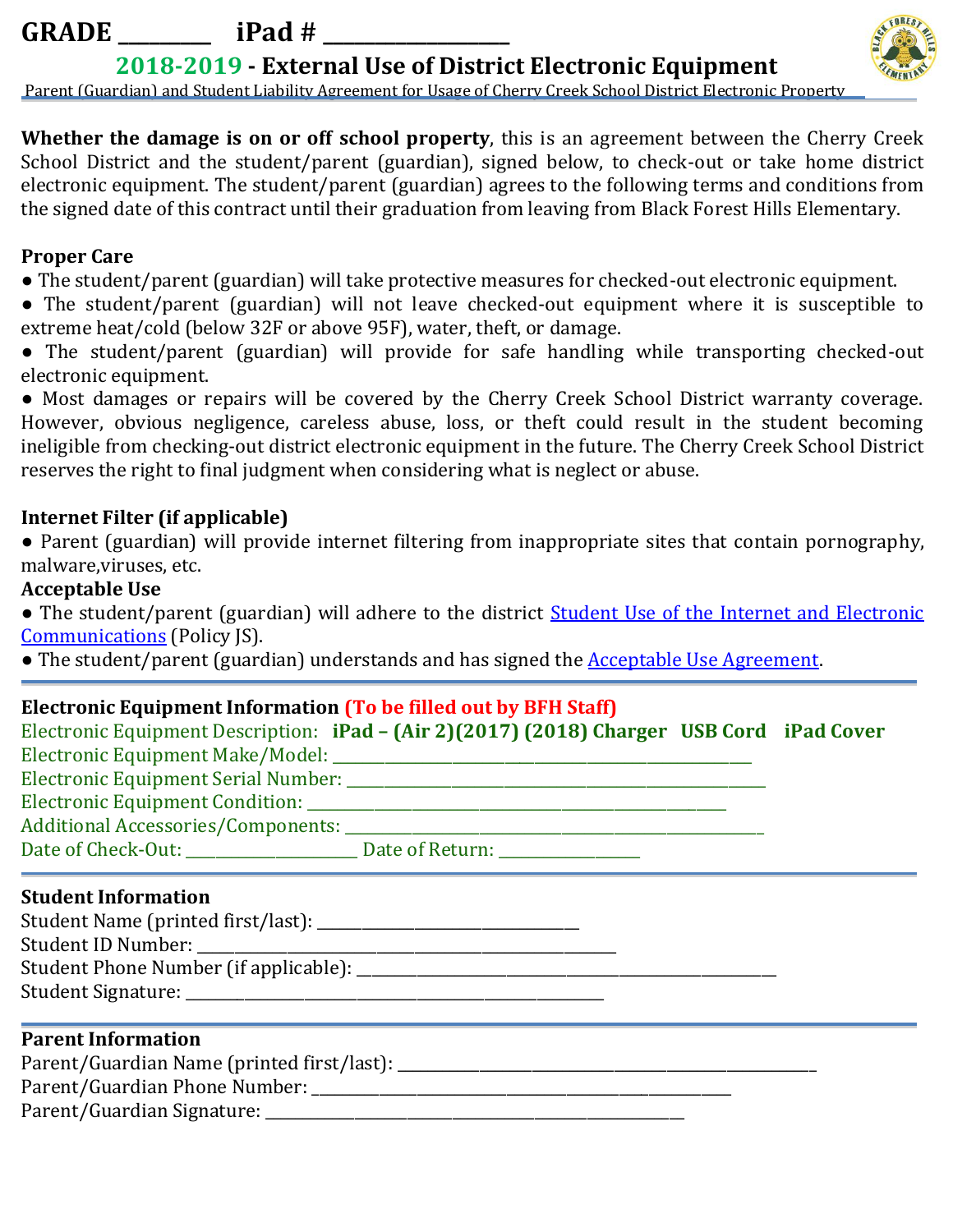GRADE ________ iPad # ________________

## 2018-2019 - External Use of District Electronic Equipment

Parent (Guardian) and Student Liability Agreement for Usage of Cherry Creek School District Electronic Property

**Whether the damage is on or off school property**, this is an agreement between the Cherry Creek School District and the student/parent (guardian), signed below, to check-out or take home district electronic equipment. The student/parent (guardian) agrees to the following terms and conditions from the signed date of this contract until their graduation from leaving from Black Forest Hills Elementary.

### Proper Care

- The student/parent (guardian) will take protective measures for checked-out electronic equipment.
- The student/parent (guardian) will not leave checked-out equipment where it is susceptible to extreme heat/cold (below 32F or above 95F), water, theft, or damage.
- The student/parent (guardian) will provide for safe handling while transporting checked-out electronic equipment.
- Most damages or repairs will be covered by the Cherry Creek School District warranty coverage. However, obvious negligence, careless abuse, loss, or theft could result in the student becoming ineligible from checking-out district electronic equipment in the future. The Cherry Creek School District reserves the right to final judgment when considering what is neglect or abuse.

### Internet Filter (if applicable)

- Parent (guardian) will provide internet filtering from inappropriate sites that contain pornography, malware,viruses, etc.

### Acceptable Use

- The student/parent (guardian) will adhere to the district Student Use of the Internet and Electronic Communications (Policy JS).
- The student/parent (guardian) understands and has signed the Acceptable Use Agreement.

---

### Electronic Equipment Information (To be filled out by BFH Staff)

Electronic Equipment Description: **iPad – (Air 2)(2017) (2018) Charger USB Cord iPad Cover**

Electronic Equipment Make/Model: ________________________________________________

Electronic Equipment Serial Number: ________________________________________________

Electronic Equipment Condition: ________________________________________________

Additional Accessories/Components: ________________________________________________

Date of Check-Out: ____________________ Date of Return: ________________

---

### Student Information

Student Name (printed first/last): ______________________________

Student ID Number: ________________________________________________

Student Phone Number (if applicable): ________________________________________________

Student Signature: ________________________________________________

---

### Parent Information

Parent/Guardian Name (printed first/last): ________________________________________________

Parent/Guardian Phone Number: ________________________________________________

Parent/Guardian Signature: ________________________________________________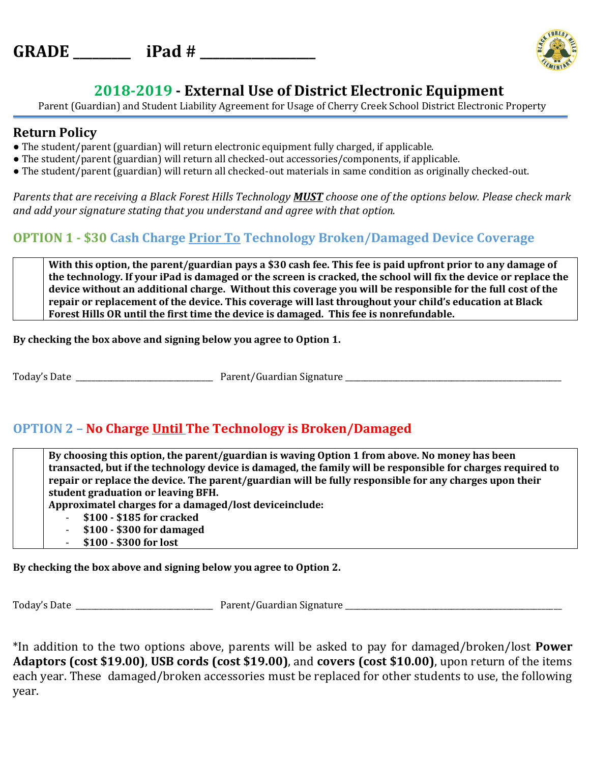**GRADE ________ iPad # ________________**

## 2018-2019 - External Use of District Electronic Equipment

Parent (Guardian) and Student Liability Agreement for Usage of Cherry Creek School District Electronic Property

### Return Policy

- The student/parent (guardian) will return electronic equipment fully charged, if applicable.
- The student/parent (guardian) will return all checked-out accessories/components, if applicable.
- The student/parent (guardian) will return all checked-out materials in same condition as originally checked-out.

*Parents that are receiving a Black Forest Hills Technology **MUST** choose one of the options below. Please check mark and add your signature stating that you understand and agree with that option.*

### OPTION 1 - $30 Cash Charge Prior To Technology Broken/Damaged Device Coverage

| | |
|---|---|
| | **With this option, the parent/guardian pays a $30 cash fee. This fee is paid upfront prior to any damage of the technology. If your iPad is damaged or the screen is cracked, the school will fix the device or replace the device without an additional charge. Without this coverage you will be responsible for the full cost of the repair or replacement of the device. This coverage will last throughout your child's education at Black Forest Hills OR until the first time the device is damaged. This fee is nonrefundable.** |

**By checking the box above and signing below you agree to Option 1.**

Today's Date ______________________ Parent/Guardian Signature ____________________________________

### OPTION 2 – No Charge Until The Technology is Broken/Damaged

| | |
|---|---|
| | **By choosing this option, the parent/guardian is waving Option 1 from above. No money has been transacted, but if the technology device is damaged, the family will be responsible for charges required to repair or replace the device. The parent/guardian will be fully responsible for any charges upon their student graduation or leaving BFH.**<br>**Approximatel charges for a damaged/lost deviceinclude:**<br>- **$100 - $185 for cracked**<br>- **$100 - $300 for damaged**<br>- **$100 - $300 for lost** |

**By checking the box above and signing below you agree to Option 2.**

Today's Date ______________________ Parent/Guardian Signature ____________________________________

*In addition to the two options above, parents will be asked to pay for damaged/broken/lost **Power Adaptors (cost $19.00)**, **USB cords (cost $19.00)**, and **covers (cost $10.00)**, upon return of the items each year. These damaged/broken accessories must be replaced for other students to use, the following year.